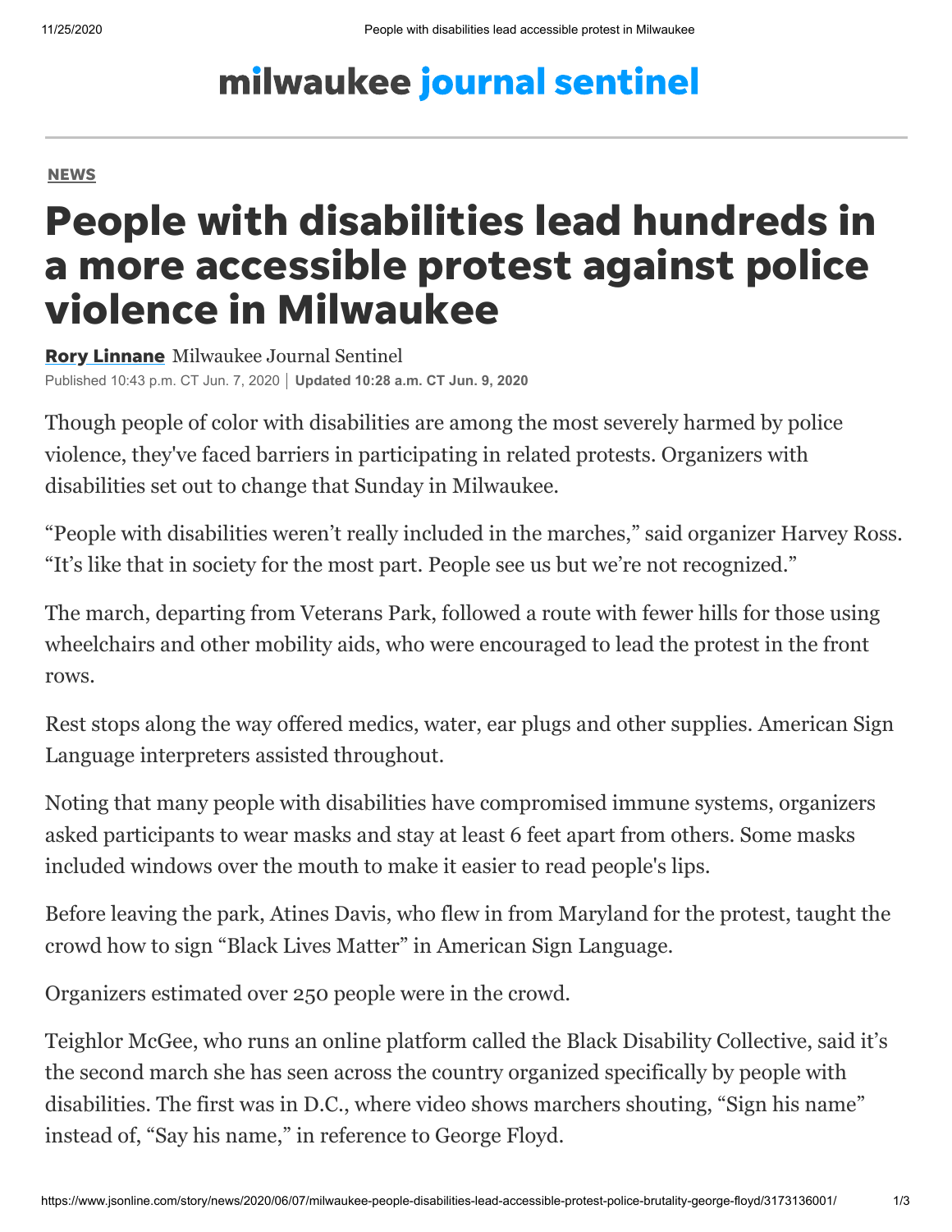milwaukee journal sentinel

NEWS

# People with disabilities lead hundreds in a more accessible protest against police violence in Milwaukee

**Rory Linnane** Milwaukee Journal Sentinel

Published 10:43 p.m. CT Jun. 7, 2020 | **Updated 10:28 a.m. CT Jun. 9, 2020**

Though people of color with disabilities are among the most severely harmed by police violence, they've faced barriers in participating in related protests. Organizers with disabilities set out to change that Sunday in Milwaukee.

“People with disabilities weren’t really included in the marches,” said organizer Harvey Ross. “It’s like that in society for the most part. People see us but we’re not recognized.”

The march, departing from Veterans Park, followed a route with fewer hills for those using wheelchairs and other mobility aids, who were encouraged to lead the protest in the front rows.

Rest stops along the way offered medics, water, ear plugs and other supplies. American Sign Language interpreters assisted throughout.

Noting that many people with disabilities have compromised immune systems, organizers asked participants to wear masks and stay at least 6 feet apart from others. Some masks included windows over the mouth to make it easier to read people's lips.

Before leaving the park, Atines Davis, who flew in from Maryland for the protest, taught the crowd how to sign “Black Lives Matter” in American Sign Language.

Organizers estimated over 250 people were in the crowd.

Teighlor McGee, who runs an online platform called the Black Disability Collective, said it’s the second march she has seen across the country organized specifically by people with disabilities. The first was in D.C., where video shows marchers shouting, “Sign his name” instead of, “Say his name,” in reference to George Floyd.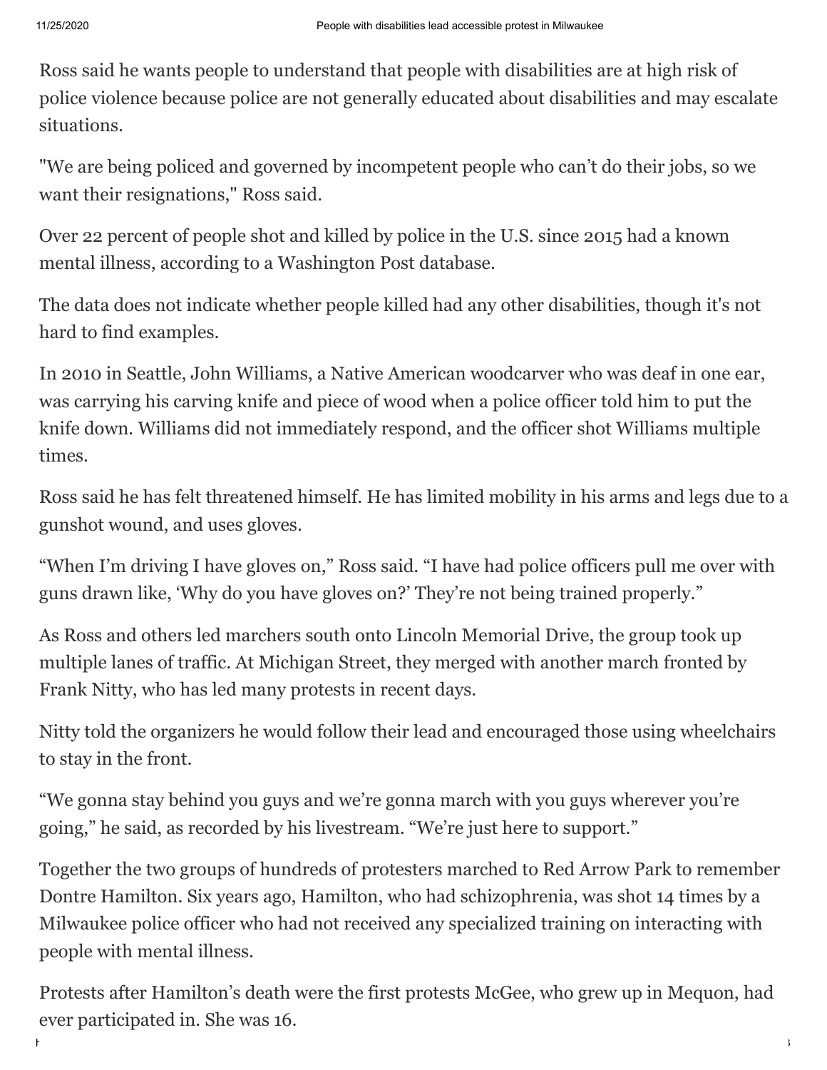Ross said he wants people to understand that people with disabilities are at high risk of police violence because police are not generally educated about disabilities and may escalate situations.

"We are being policed and governed by incompetent people who can't do their jobs, so we want their resignations," Ross said.

Over 22 percent of people shot and killed by police in the U.S. since 2015 had a known mental illness, according to a Washington Post database.

The data does not indicate whether people killed had any other disabilities, though it's not hard to find examples.

In 2010 in Seattle, John Williams, a Native American woodcarver who was deaf in one ear, was carrying his carving knife and piece of wood when a police officer told him to put the knife down. Williams did not immediately respond, and the officer shot Williams multiple times.

Ross said he has felt threatened himself. He has limited mobility in his arms and legs due to a gunshot wound, and uses gloves.

“When I'm driving I have gloves on,” Ross said. “I have had police officers pull me over with guns drawn like, ‘Why do you have gloves on?’ They're not being trained properly.”

As Ross and others led marchers south onto Lincoln Memorial Drive, the group took up multiple lanes of traffic. At Michigan Street, they merged with another march fronted by Frank Nitty, who has led many protests in recent days.

Nitty told the organizers he would follow their lead and encouraged those using wheelchairs to stay in the front.

“We gonna stay behind you guys and we're gonna march with you guys wherever you're going,” he said, as recorded by his livestream. “We're just here to support.”

Together the two groups of hundreds of protesters marched to Red Arrow Park to remember Dontre Hamilton. Six years ago, Hamilton, who had schizophrenia, was shot 14 times by a Milwaukee police officer who had not received any specialized training on interacting with people with mental illness.

Protests after Hamilton's death were the first protests McGee, who grew up in Mequon, had ever participated in. She was 16.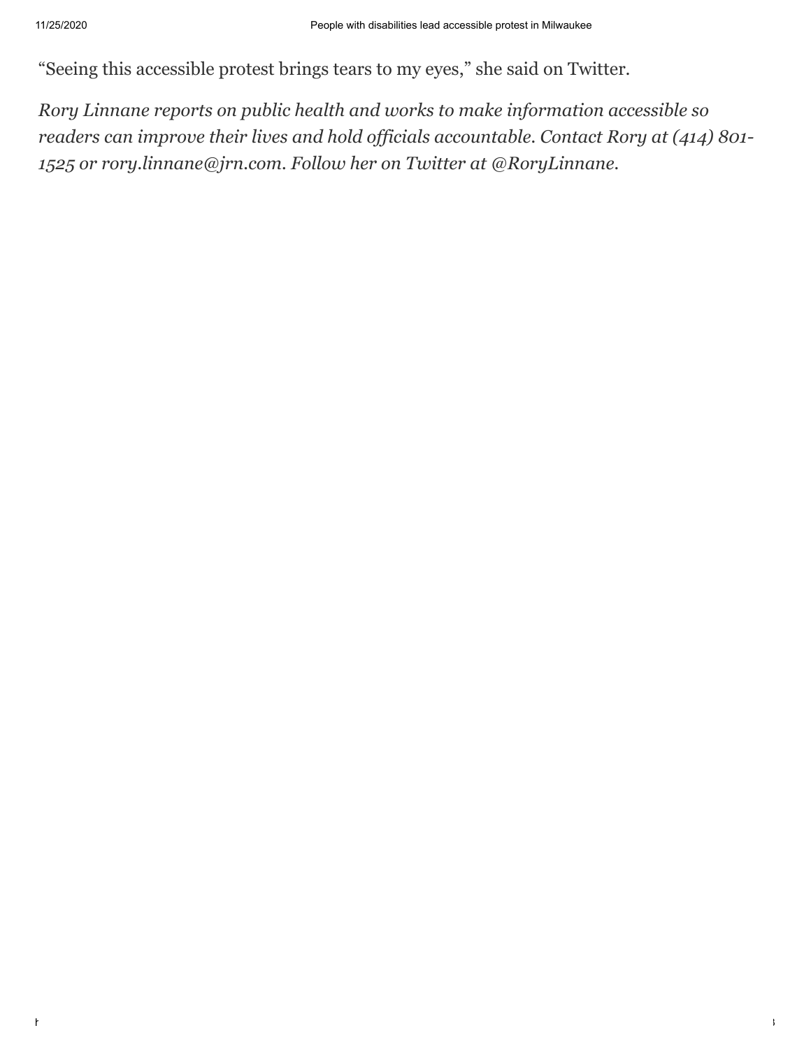“Seeing this accessible protest brings tears to my eyes,” she said on Twitter.

*Rory Linnane reports on public health and works to make information accessible so readers can improve their lives and hold officials accountable. Contact Rory at (414) 801-1525 or rory.linnane@jrn.com. Follow her on Twitter at @RoryLinnane.*